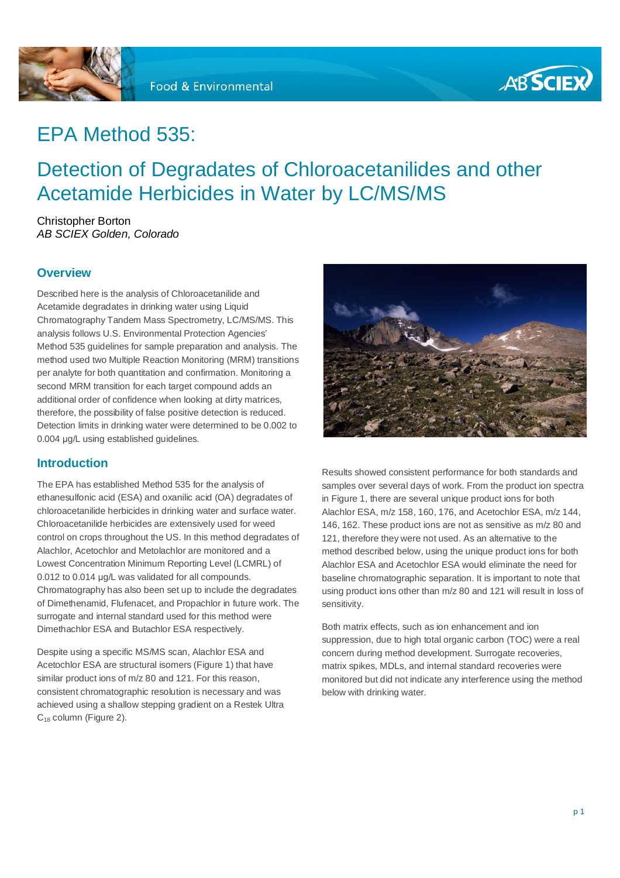Food & Environmental

# EPA Method 535:

## Detection of Degradates of Chloroacetanilides and other Acetamide Herbicides in Water by LC/MS/MS

Christopher Borton
*AB SCIEX Golden, Colorado*

### Overview

Described here is the analysis of Chloroacetanilide and Acetamide degradates in drinking water using Liquid Chromatography Tandem Mass Spectrometry, LC/MS/MS. This analysis follows U.S. Environmental Protection Agencies' Method 535 guidelines for sample preparation and analysis. The method used two Multiple Reaction Monitoring (MRM) transitions per analyte for both quantitation and confirmation. Monitoring a second MRM transition for each target compound adds an additional order of confidence when looking at dirty matrices, therefore, the possibility of false positive detection is reduced. Detection limits in drinking water were determined to be 0.002 to 0.004 µg/L using established guidelines.

### Introduction

The EPA has established Method 535 for the analysis of ethanesulfonic acid (ESA) and oxanilic acid (OA) degradates of chloroacetanilide herbicides in drinking water and surface water. Chloroacetanilide herbicides are extensively used for weed control on crops throughout the US. In this method degradates of Alachlor, Acetochlor and Metolachlor are monitored and a Lowest Concentration Minimum Reporting Level (LCMRL) of 0.012 to 0.014 µg/L was validated for all compounds. Chromatography has also been set up to include the degradates of Dimethenamid, Flufenacet, and Propachlor in future work. The surrogate and internal standard used for this method were Dimethachlor ESA and Butachlor ESA respectively.

Despite using a specific MS/MS scan, Alachlor ESA and Acetochlor ESA are structural isomers (Figure 1) that have similar product ions of m/z 80 and 121. For this reason, consistent chromatographic resolution is necessary and was achieved using a shallow stepping gradient on a Restek Ultra $C_{18}$ column (Figure 2).

Results showed consistent performance for both standards and samples over several days of work. From the product ion spectra in Figure 1, there are several unique product ions for both Alachlor ESA, m/z 158, 160, 176, and Acetochlor ESA, m/z 144, 146, 162. These product ions are not as sensitive as m/z 80 and 121, therefore they were not used. As an alternative to the method described below, using the unique product ions for both Alachlor ESA and Acetochlor ESA would eliminate the need for baseline chromatographic separation. It is important to note that using product ions other than m/z 80 and 121 will result in loss of sensitivity.

Both matrix effects, such as ion enhancement and ion suppression, due to high total organic carbon (TOC) were a real concern during method development. Surrogate recoveries, matrix spikes, MDLs, and internal standard recoveries were monitored but did not indicate any interference using the method below with drinking water.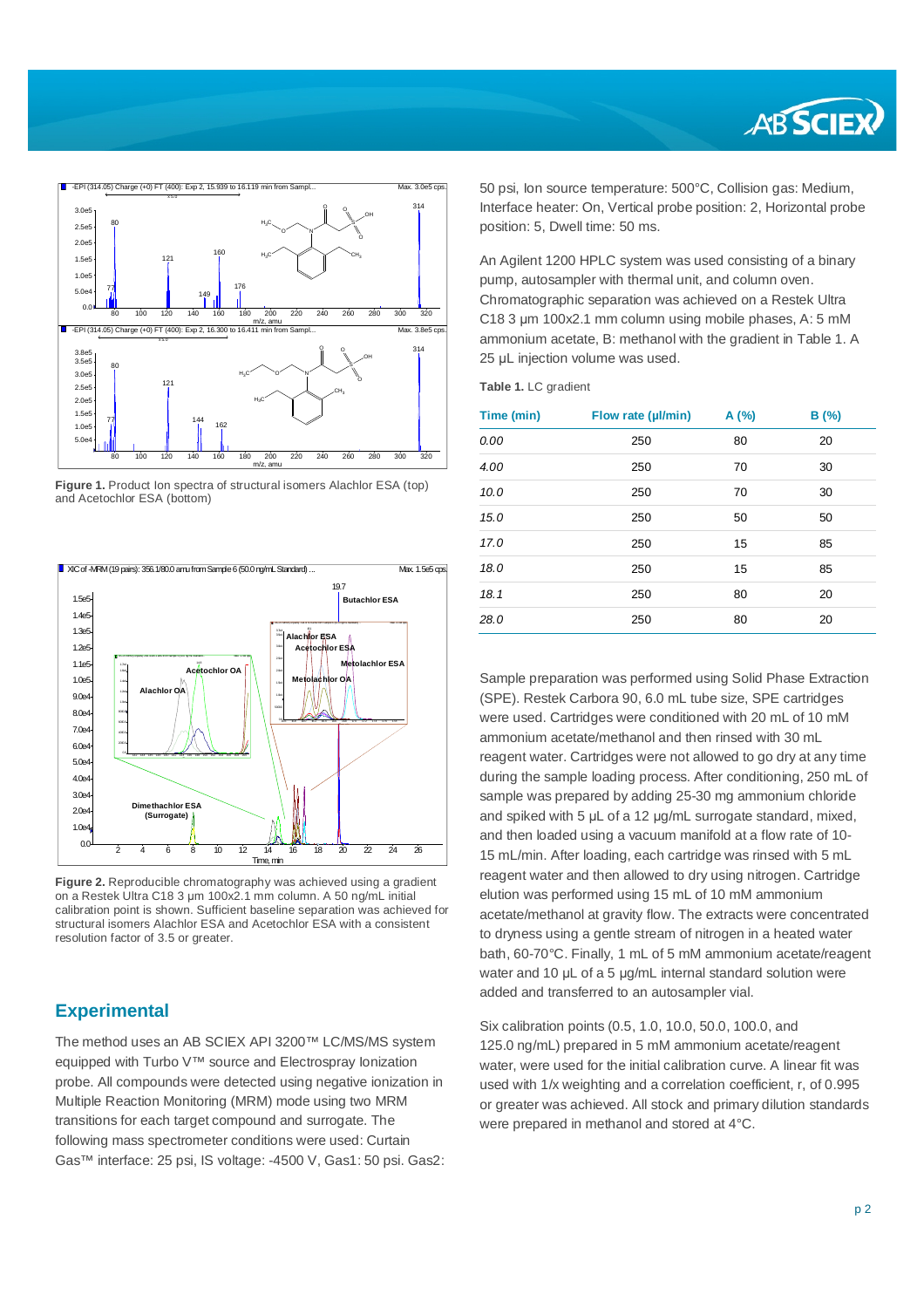**Figure 1.** Product Ion spectra of structural isomers Alachlor ESA (top) and Acetochlor ESA (bottom)

**Figure 2.** Reproducible chromatography was achieved using a gradient on a Restek Ultra C18 3 µm 100x2.1 mm column. A 50 ng/mL initial calibration point is shown. Sufficient baseline separation was achieved for structural isomers Alachlor ESA and Acetochlor ESA with a consistent resolution factor of 3.5 or greater.

## Experimental

The method uses an AB SCIEX API 3200™ LC/MS/MS system equipped with Turbo V™ source and Electrospray Ionization probe. All compounds were detected using negative ionization in Multiple Reaction Monitoring (MRM) mode using two MRM transitions for each target compound and surrogate. The following mass spectrometer conditions were used: Curtain Gas™ interface: 25 psi, IS voltage: -4500 V, Gas1: 50 psi. Gas2: 50 psi, Ion source temperature: 500°C, Collision gas: Medium, Interface heater: On, Vertical probe position: 2, Horizontal probe position: 5, Dwell time: 50 ms.

An Agilent 1200 HPLC system was used consisting of a binary pump, autosampler with thermal unit, and column oven. Chromatographic separation was achieved on a Restek Ultra C18 3 µm 100x2.1 mm column using mobile phases, A: 5 mM ammonium acetate, B: methanol with the gradient in Table 1. A 25 µL injection volume was used.

**Table 1.** LC gradient

| Time (min) | Flow rate (µl/min) | A (%) | B (%) |
|---|---|---|---|
| 0.00 | 250 | 80 | 20 |
| 4.00 | 250 | 70 | 30 |
| 10.0 | 250 | 70 | 30 |
| 15.0 | 250 | 50 | 50 |
| 17.0 | 250 | 15 | 85 |
| 18.0 | 250 | 15 | 85 |
| 18.1 | 250 | 80 | 20 |
| 28.0 | 250 | 80 | 20 |

Sample preparation was performed using Solid Phase Extraction (SPE). Restek Carbora 90, 6.0 mL tube size, SPE cartridges were used. Cartridges were conditioned with 20 mL of 10 mM ammonium acetate/methanol and then rinsed with 30 mL reagent water. Cartridges were not allowed to go dry at any time during the sample loading process. After conditioning, 250 mL of sample was prepared by adding 25-30 mg ammonium chloride and spiked with 5 µL of a 12 µg/mL surrogate standard, mixed, and then loaded using a vacuum manifold at a flow rate of 10-15 mL/min. After loading, each cartridge was rinsed with 5 mL reagent water and then allowed to dry using nitrogen. Cartridge elution was performed using 15 mL of 10 mM ammonium acetate/methanol at gravity flow. The extracts were concentrated to dryness using a gentle stream of nitrogen in a heated water bath, 60-70°C. Finally, 1 mL of 5 mM ammonium acetate/reagent water and 10 µL of a 5 µg/mL internal standard solution were added and transferred to an autosampler vial.

Six calibration points (0.5, 1.0, 10.0, 50.0, 100.0, and 125.0 ng/mL) prepared in 5 mM ammonium acetate/reagent water, were used for the initial calibration curve. A linear fit was used with 1/x weighting and a correlation coefficient, r, of 0.995 or greater was achieved. All stock and primary dilution standards were prepared in methanol and stored at 4°C.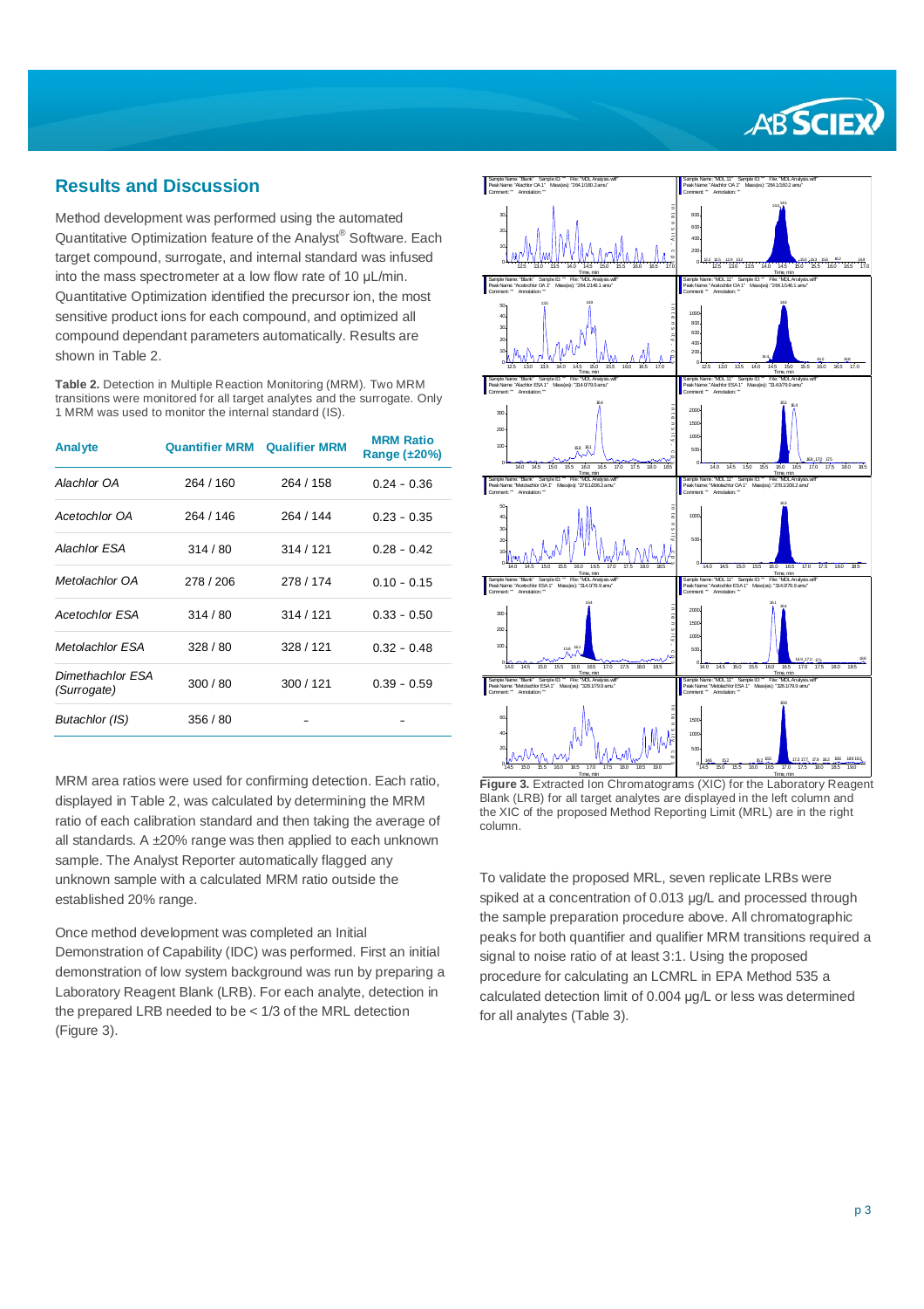## Results and Discussion

Method development was performed using the automated Quantitative Optimization feature of the Analyst® Software. Each target compound, surrogate, and internal standard was infused into the mass spectrometer at a low flow rate of 10 µL/min. Quantitative Optimization identified the precursor ion, the most sensitive product ions for each compound, and optimized all compound dependant parameters automatically. Results are shown in Table 2.

**Table 2.** Detection in Multiple Reaction Monitoring (MRM). Two MRM transitions were monitored for all target analytes and the surrogate. Only 1 MRM was used to monitor the internal standard (IS).

| Analyte | Quantifier MRM | Qualifier MRM | MRM Ratio Range (±20%) |
|---|---|---|---|
| *Alachlor OA* | 264 / 160 | 264 / 158 | 0.24 - 0.36 |
| *Acetochlor OA* | 264 / 146 | 264 / 144 | 0.23 - 0.35 |
| *Alachlor ESA* | 314 / 80 | 314 / 121 | 0.28 - 0.42 |
| *Metolachlor OA* | 278 / 206 | 278 / 174 | 0.10 - 0.15 |
| *Acetochlor ESA* | 314 / 80 | 314 / 121 | 0.33 - 0.50 |
| *Metolachlor ESA* | 328 / 80 | 328 / 121 | 0.32 - 0.48 |
| *Dimethachlor ESA (Surrogate)* | 300 / 80 | 300 / 121 | 0.39 - 0.59 |
| *Butachlor (IS)* | 356 / 80 | - | - |

MRM area ratios were used for confirming detection. Each ratio, displayed in Table 2, was calculated by determining the MRM ratio of each calibration standard and then taking the average of all standards. A ±20% range was then applied to each unknown sample. The Analyst Reporter automatically flagged any unknown sample with a calculated MRM ratio outside the established 20% range.

Once method development was completed an Initial Demonstration of Capability (IDC) was performed. First an initial demonstration of low system background was run by preparing a Laboratory Reagent Blank (LRB). For each analyte, detection in the prepared LRB needed to be < 1/3 of the MRL detection (Figure 3).

**Figure 3.** Extracted Ion Chromatograms (XIC) for the Laboratory Reagent Blank (LRB) for all target analytes are displayed in the left column and the XIC of the proposed Method Reporting Limit (MRL) are in the right column.

To validate the proposed MRL, seven replicate LRBs were spiked at a concentration of 0.013 µg/L and processed through the sample preparation procedure above. All chromatographic peaks for both quantifier and qualifier MRM transitions required a signal to noise ratio of at least 3:1. Using the proposed procedure for calculating an LCMRL in EPA Method 535 a calculated detection limit of 0.004 µg/L or less was determined for all analytes (Table 3).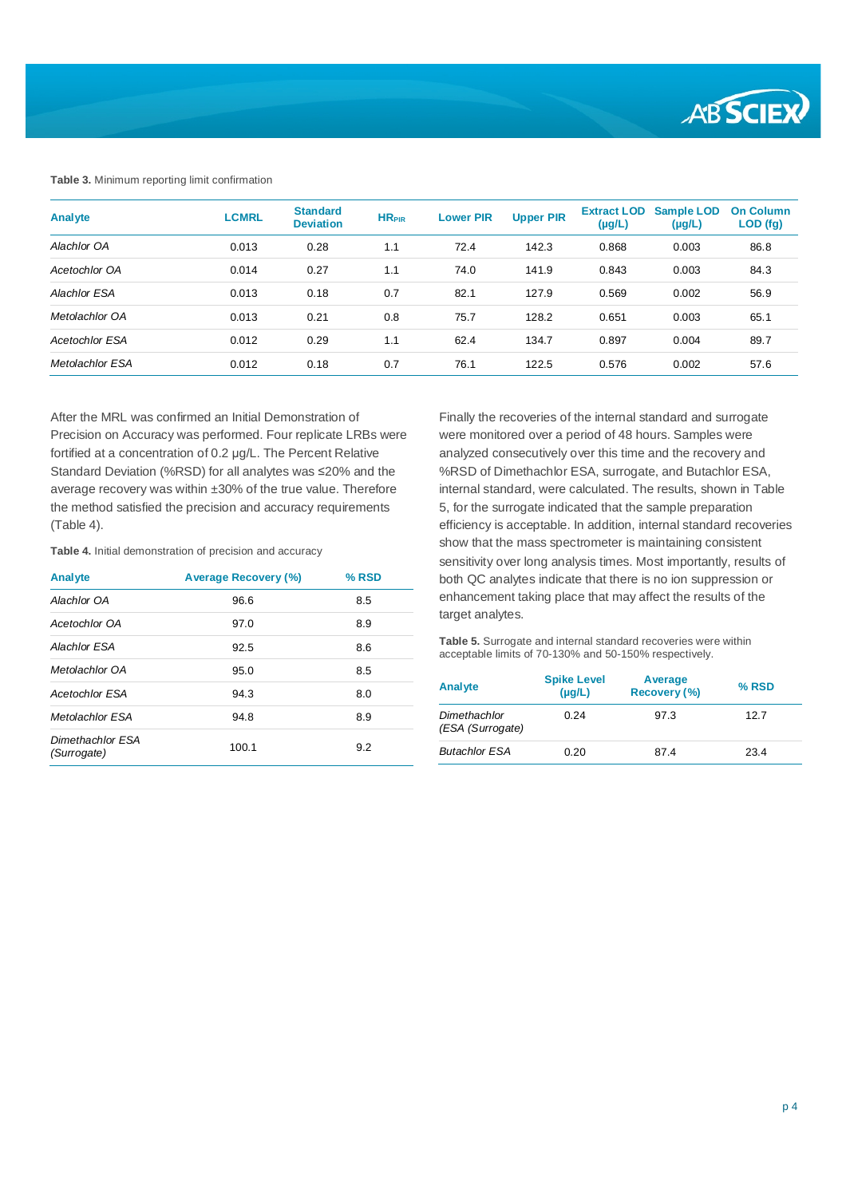**Table 3.** Minimum reporting limit confirmation

| Analyte | LCMRL | Standard Deviation | $HR_{PIR}$ | Lower PIR | Upper PIR | Extract LOD (µg/L) | Sample LOD (µg/L) | On Column LOD (fg) |
|---|---|---|---|---|---|---|---|---|
| *Alachlor OA* | 0.013 | 0.28 | 1.1 | 72.4 | 142.3 | 0.868 | 0.003 | 86.8 |
| *Acetochlor OA* | 0.014 | 0.27 | 1.1 | 74.0 | 141.9 | 0.843 | 0.003 | 84.3 |
| *Alachlor ESA* | 0.013 | 0.18 | 0.7 | 82.1 | 127.9 | 0.569 | 0.002 | 56.9 |
| *Metolachlor OA* | 0.013 | 0.21 | 0.8 | 75.7 | 128.2 | 0.651 | 0.003 | 65.1 |
| *Acetochlor ESA* | 0.012 | 0.29 | 1.1 | 62.4 | 134.7 | 0.897 | 0.004 | 89.7 |
| *Metolachlor ESA* | 0.012 | 0.18 | 0.7 | 76.1 | 122.5 | 0.576 | 0.002 | 57.6 |

After the MRL was confirmed an Initial Demonstration of Precision on Accuracy was performed. Four replicate LRBs were fortified at a concentration of 0.2 µg/L. The Percent Relative Standard Deviation (%RSD) for all analytes was ≤20% and the average recovery was within ±30% of the true value. Therefore the method satisfied the precision and accuracy requirements (Table 4).

**Table 4.** Initial demonstration of precision and accuracy

| Analyte | Average Recovery (%) | % RSD |
|---|---|---|
| *Alachlor OA* | 96.6 | 8.5 |
| *Acetochlor OA* | 97.0 | 8.9 |
| *Alachlor ESA* | 92.5 | 8.6 |
| *Metolachlor OA* | 95.0 | 8.5 |
| *Acetochlor ESA* | 94.3 | 8.0 |
| *Metolachlor ESA* | 94.8 | 8.9 |
| *Dimethachlor ESA (Surrogate)* | 100.1 | 9.2 |

Finally the recoveries of the internal standard and surrogate were monitored over a period of 48 hours. Samples were analyzed consecutively over this time and the recovery and %RSD of Dimethachlor ESA, surrogate, and Butachlor ESA, internal standard, were calculated. The results, shown in Table 5, for the surrogate indicated that the sample preparation efficiency is acceptable. In addition, internal standard recoveries show that the mass spectrometer is maintaining consistent sensitivity over long analysis times. Most importantly, results of both QC analytes indicate that there is no ion suppression or enhancement taking place that may affect the results of the target analytes.

**Table 5.** Surrogate and internal standard recoveries were within acceptable limits of 70-130% and 50-150% respectively.

| Analyte | Spike Level (µg/L) | Average Recovery (%) | % RSD |
|---|---|---|---|
| *Dimethachlor (ESA (Surrogate)* | 0.24 | 97.3 | 12.7 |
| *Butachlor ESA* | 0.20 | 87.4 | 23.4 |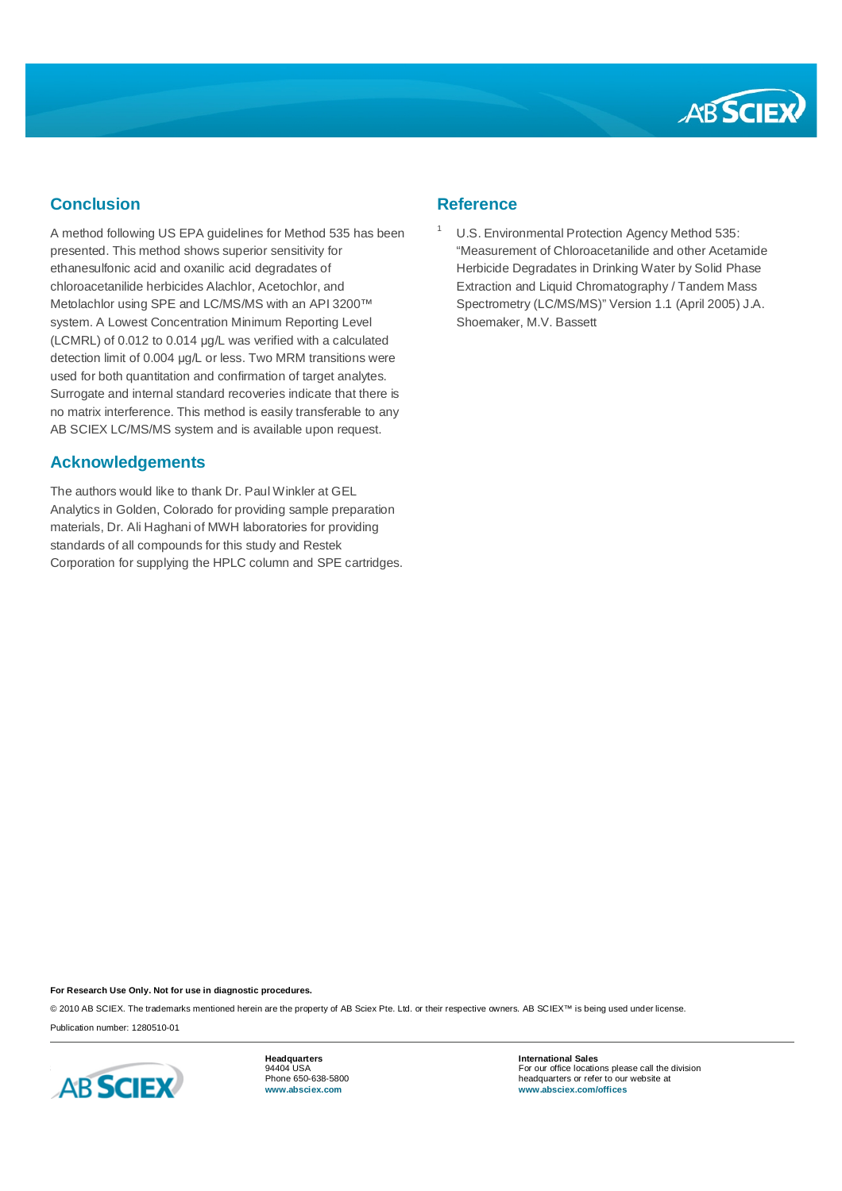## Conclusion

A method following US EPA guidelines for Method 535 has been presented. This method shows superior sensitivity for ethanesulfonic acid and oxanilic acid degradates of chloroacetanilide herbicides Alachlor, Acetochlor, and Metolachlor using SPE and LC/MS/MS with an API 3200™ system. A Lowest Concentration Minimum Reporting Level (LCMRL) of 0.012 to 0.014 µg/L was verified with a calculated detection limit of 0.004 µg/L or less. Two MRM transitions were used for both quantitation and confirmation of target analytes. Surrogate and internal standard recoveries indicate that there is no matrix interference. This method is easily transferable to any AB SCIEX LC/MS/MS system and is available upon request.

## Acknowledgements

The authors would like to thank Dr. Paul Winkler at GEL Analytics in Golden, Colorado for providing sample preparation materials, Dr. Ali Haghani of MWH laboratories for providing standards of all compounds for this study and Restek Corporation for supplying the HPLC column and SPE cartridges.

## Reference

[1] U.S. Environmental Protection Agency Method 535: "Measurement of Chloroacetanilide and other Acetamide Herbicide Degradates in Drinking Water by Solid Phase Extraction and Liquid Chromatography / Tandem Mass Spectrometry (LC/MS/MS)" Version 1.1 (April 2005) J.A. Shoemaker, M.V. Bassett

**For Research Use Only. Not for use in diagnostic procedures.**

© 2010 AB SCIEX. The trademarks mentioned herein are the property of AB Sciex Pte. Ltd. or their respective owners. AB SCIEX™ is being used under license.

Publication number: 1280510-01

**Headquarters**
94404 USA
Phone 650-638-5800
**www.absciex.com**

**International Sales**
For our office locations please call the division headquarters or refer to our website at
**www.absciex.com/offices**